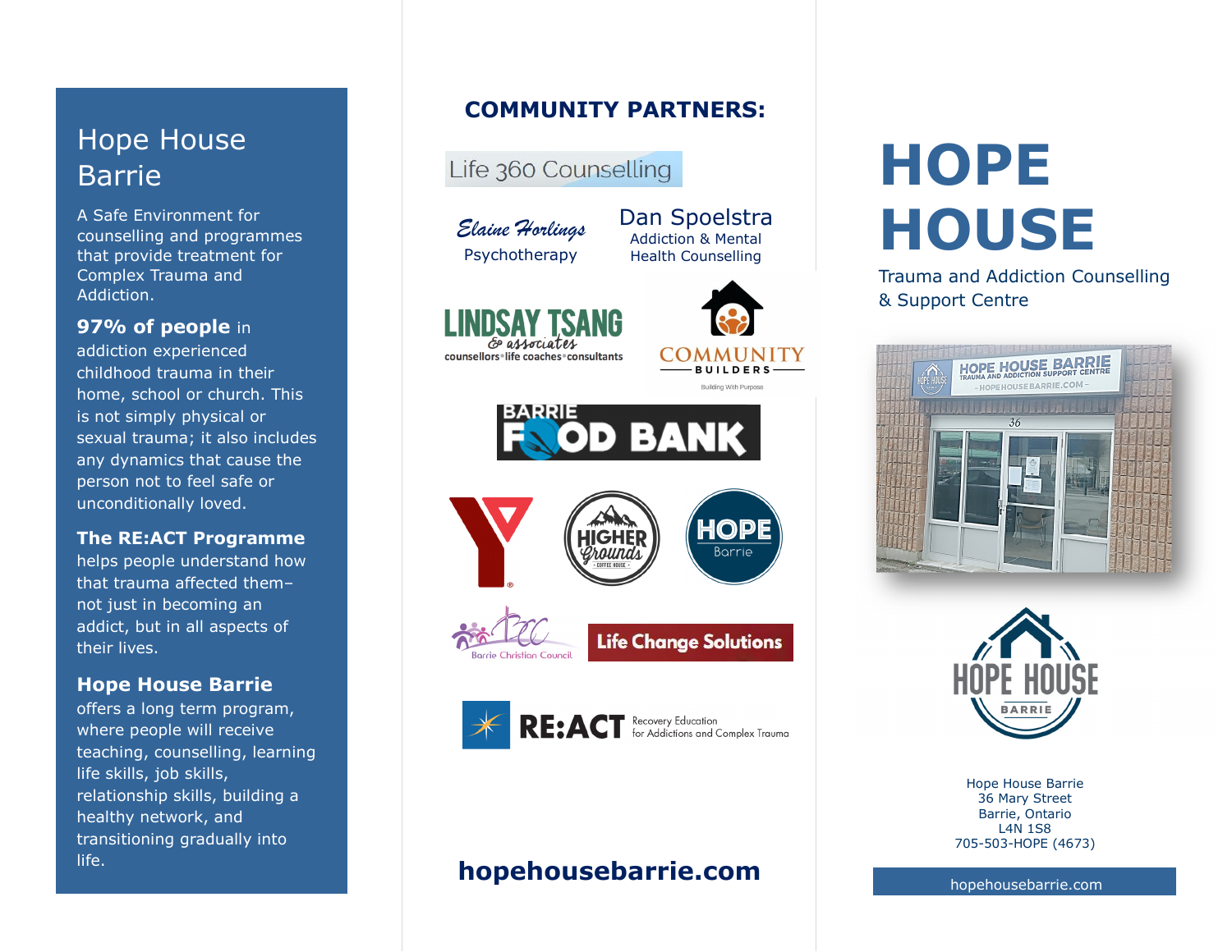# Hope House Barrie

A Safe Environment for counselling and programmes that provide treatment for Complex Trauma and Addiction.

**97% of people** in addiction experienced childhood trauma in their home, school or church. This is not simply physical or sexual trauma; it also includes any dynamics that cause the person not to feel safe or unconditionally loved.

**The RE:ACT Programme** helps people understand how that trauma affected them– not just in becoming an addict, but in all aspects of their lives.

**Hope House Barrie** offers a long term program, where people will receive teaching, counselling, learning life skills, job skills, relationship skills, building a healthy network, and transitioning gradually into life.

## COMMUNITY PARTNERS:

- Life 360 Counselling
- Elaine Horlings Psychotherapy
- Dan Spoelstra Addiction & Mental Health Counselling
- Lindsay Tsang & associates – counsellors • life coaches • consultants
- Community Builders – Building With Purpose
- Barrie Food Bank
- Y
- Higher Grounds Coffee House
- Hope Barrie
- Barrie Christian Council
- Life Change Solutions
- RE:ACT – Recovery Education for Addictions and Complex Trauma

**hopehousebarrie.com**

# HOPE HOUSE

Trauma and Addiction Counselling & Support Centre

HOPE HOUSE BARRIE

Hope House Barrie
36 Mary Street
Barrie, Ontario
L4N 1S8
705-503-HOPE (4673)

hopehousebarrie.com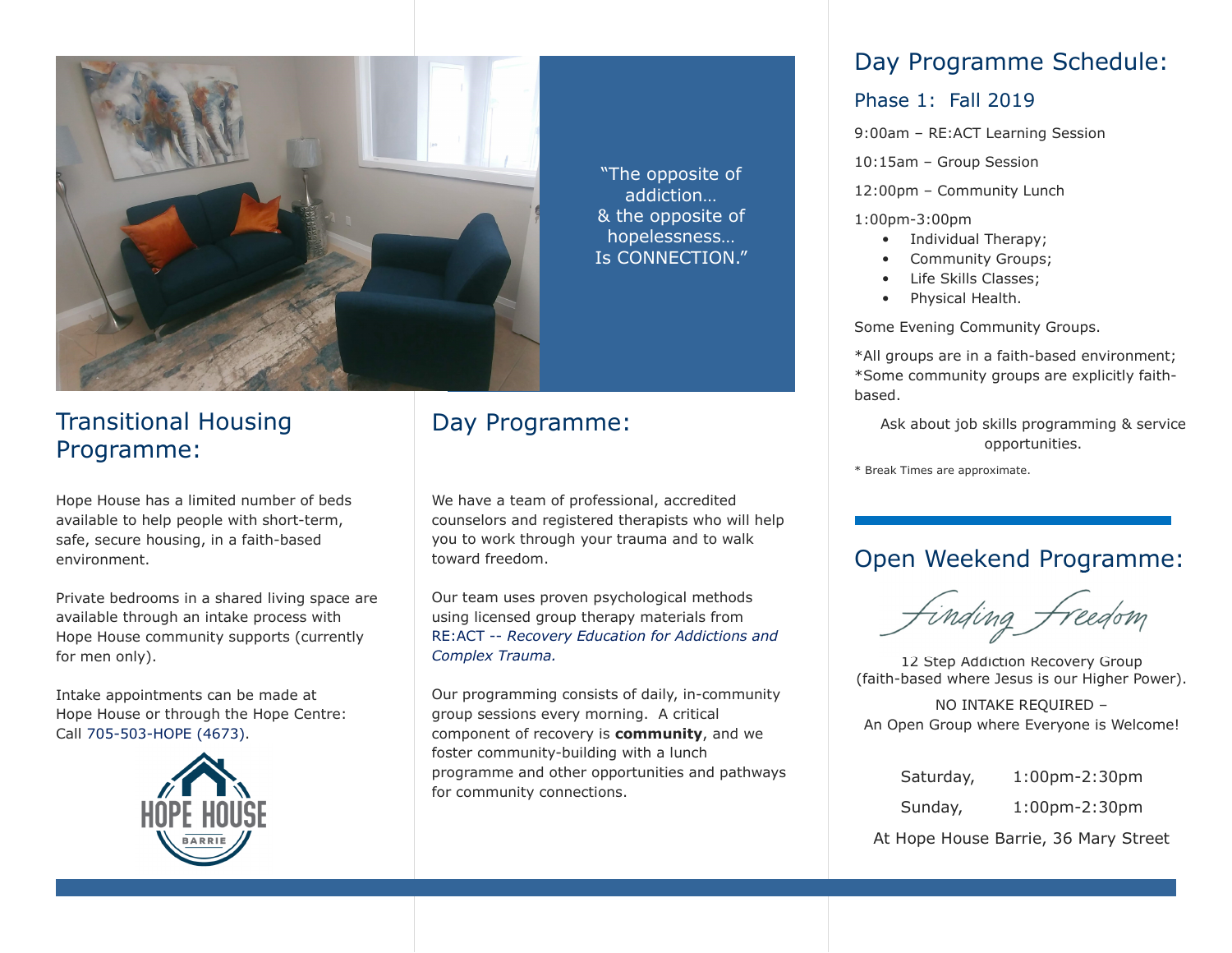"The opposite of addiction…
& the opposite of hopelessness…
Is CONNECTION."

## Transitional Housing Programme:

Hope House has a limited number of beds available to help people with short-term, safe, secure housing, in a faith-based environment.

Private bedrooms in a shared living space are available through an intake process with Hope House community supports (currently for men only).

Intake appointments can be made at Hope House or through the Hope Centre: Call 705-503-HOPE (4673).

HOPE HOUSE
BARRIE

## Day Programme:

We have a team of professional, accredited counselors and registered therapists who will help you to work through your trauma and to walk toward freedom.

Our team uses proven psychological methods using licensed group therapy materials from RE:ACT -- *Recovery Education for Addictions and Complex Trauma.*

Our programming consists of daily, in-community group sessions every morning. A critical component of recovery is **community**, and we foster community-building with a lunch programme and other opportunities and pathways for community connections.

## Day Programme Schedule:

### Phase 1: Fall 2019

9:00am – RE:ACT Learning Session

10:15am – Group Session

12:00pm – Community Lunch

1:00pm-3:00pm

- Individual Therapy;
- Community Groups;
- Life Skills Classes;
- Physical Health.

Some Evening Community Groups.

*All groups are in a faith-based environment;
*Some community groups are explicitly faith-based.

Ask about job skills programming & service opportunities.

* Break Times are approximate.

## Open Weekend Programme:

*Finding Freedom*

12 Step Addiction Recovery Group
(faith-based where Jesus is our Higher Power).

NO INTAKE REQUIRED –
An Open Group where Everyone is Welcome!

Saturday, 1:00pm-2:30pm

Sunday, 1:00pm-2:30pm

At Hope House Barrie, 36 Mary Street